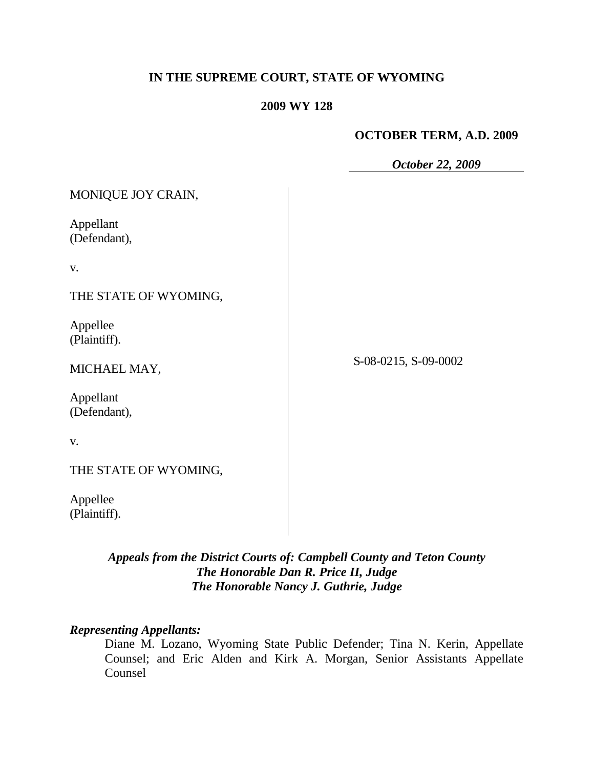**IN THE SUPREME COURT, STATE OF WYOMING**

**2009 WY 128**

**OCTOBER TERM, A.D. 2009**

***October 22, 2009***

| | |
|---|---|
| MONIQUE JOY CRAIN,<br><br>Appellant<br>(Defendant),<br><br>v.<br><br>THE STATE OF WYOMING,<br><br>Appellee<br>(Plaintiff).<br><br>MICHAEL MAY,<br><br>Appellant<br>(Defendant),<br><br>v.<br><br>THE STATE OF WYOMING,<br><br>Appellee<br>(Plaintiff). | S-08-0215, S-09-0002 |

***Appeals from the District Courts of: Campbell County and Teton County***
***The Honorable Dan R. Price II, Judge***
***The Honorable Nancy J. Guthrie, Judge***

***Representing Appellants:***

Diane M. Lozano, Wyoming State Public Defender; Tina N. Kerin, Appellate Counsel; and Eric Alden and Kirk A. Morgan, Senior Assistants Appellate Counsel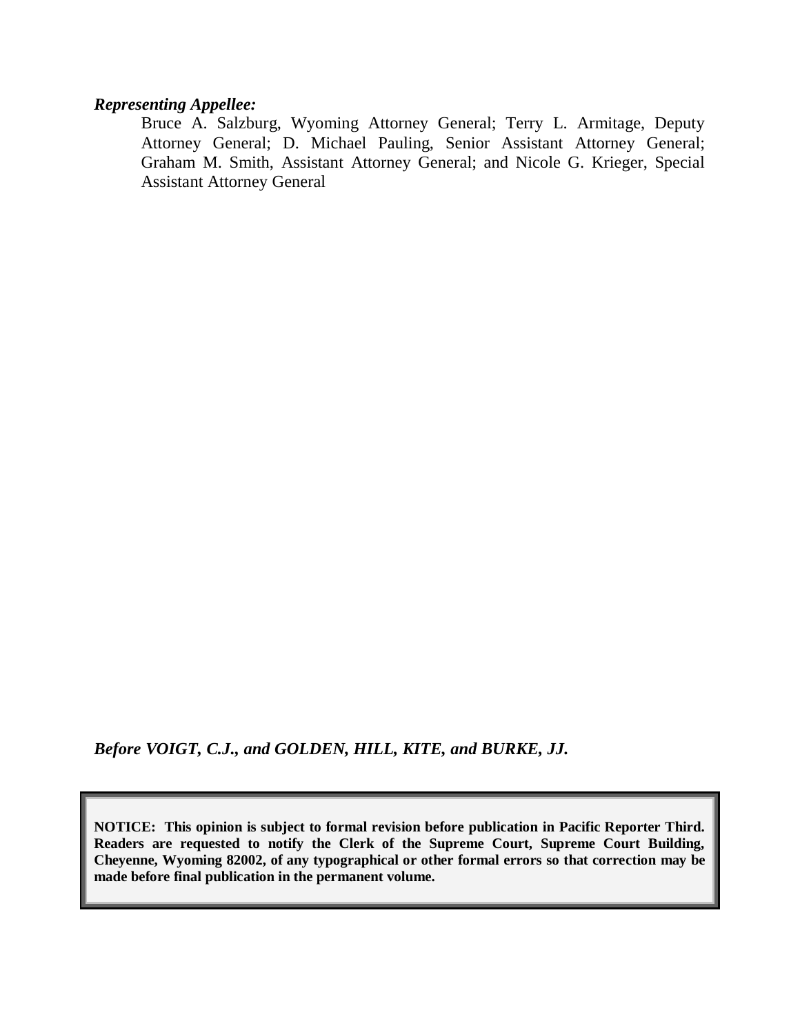***Representing Appellee:***

Bruce A. Salzburg, Wyoming Attorney General; Terry L. Armitage, Deputy Attorney General; D. Michael Pauling, Senior Assistant Attorney General; Graham M. Smith, Assistant Attorney General; and Nicole G. Krieger, Special Assistant Attorney General

***Before VOIGT, C.J., and GOLDEN, HILL, KITE, and BURKE, JJ.***

**NOTICE: This opinion is subject to formal revision before publication in Pacific Reporter Third. Readers are requested to notify the Clerk of the Supreme Court, Supreme Court Building, Cheyenne, Wyoming 82002, of any typographical or other formal errors so that correction may be made before final publication in the permanent volume.**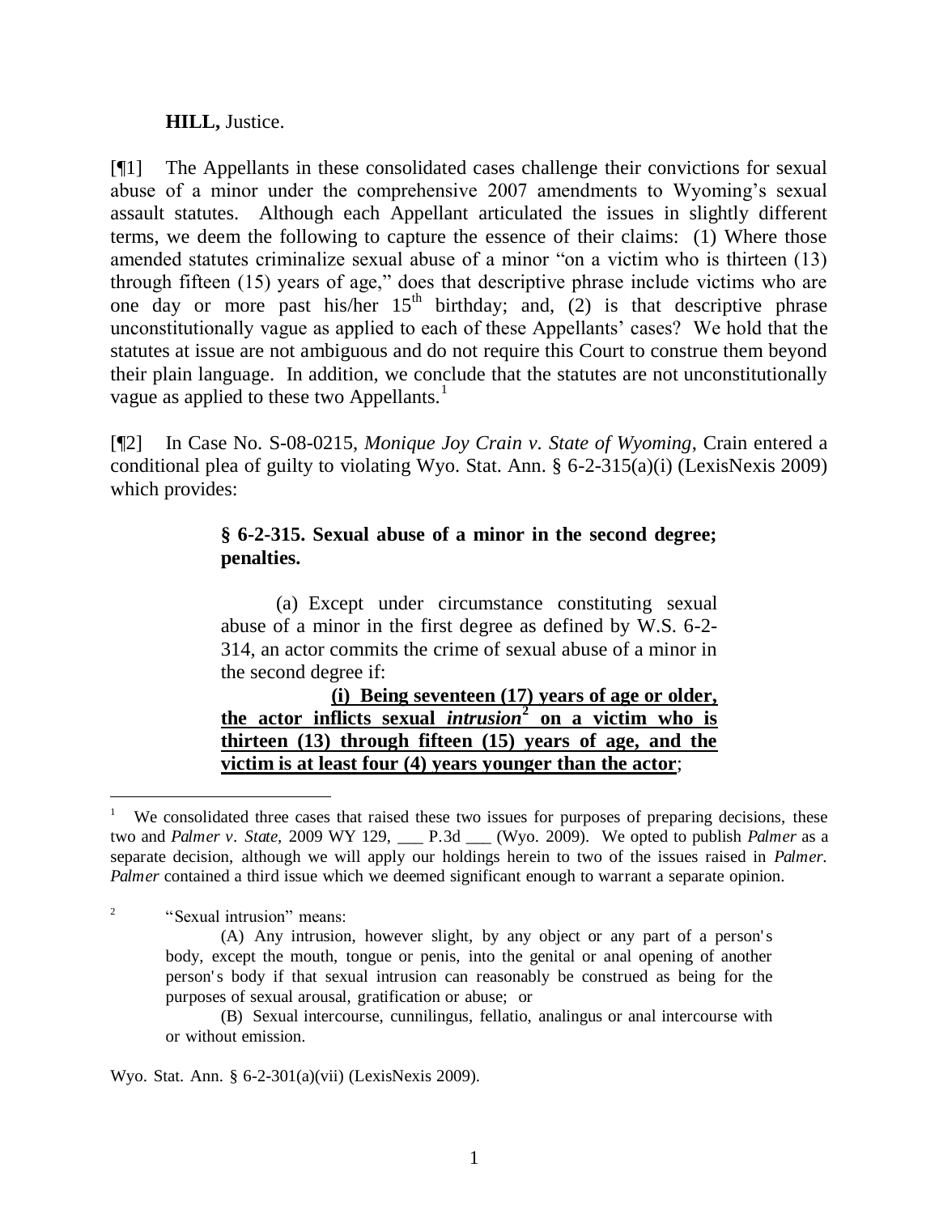**HILL,** Justice.

[¶1] The Appellants in these consolidated cases challenge their convictions for sexual abuse of a minor under the comprehensive 2007 amendments to Wyoming's sexual assault statutes. Although each Appellant articulated the issues in slightly different terms, we deem the following to capture the essence of their claims: (1) Where those amended statutes criminalize sexual abuse of a minor "on a victim who is thirteen (13) through fifteen (15) years of age," does that descriptive phrase include victims who are one day or more past his/her 15th birthday; and, (2) is that descriptive phrase unconstitutionally vague as applied to each of these Appellants' cases? We hold that the statutes at issue are not ambiguous and do not require this Court to construe them beyond their plain language. In addition, we conclude that the statutes are not unconstitutionally vague as applied to these two Appellants.[1]

[¶2] In Case No. S-08-0215, *Monique Joy Crain v. State of Wyoming*, Crain entered a conditional plea of guilty to violating Wyo. Stat. Ann. § 6-2-315(a)(i) (LexisNexis 2009) which provides:

> **§ 6-2-315. Sexual abuse of a minor in the second degree; penalties.**
>
> (a) Except under circumstance constituting sexual abuse of a minor in the first degree as defined by W.S. 6-2-314, an actor commits the crime of sexual abuse of a minor in the second degree if:
>
> <u>**(i) Being seventeen (17) years of age or older, the actor inflicts sexual *intrusion*[2] on a victim who is thirteen (13) through fifteen (15) years of age, and the victim is at least four (4) years younger than the actor**</u>;

---

[1] We consolidated three cases that raised these two issues for purposes of preparing decisions, these two and *Palmer v. State*, 2009 WY 129, ___ P.3d ___ (Wyo. 2009). We opted to publish *Palmer* as a separate decision, although we will apply our holdings herein to two of the issues raised in *Palmer*. *Palmer* contained a third issue which we deemed significant enough to warrant a separate opinion.

[2] "Sexual intrusion" means:

> (A) Any intrusion, however slight, by any object or any part of a person's body, except the mouth, tongue or penis, into the genital or anal opening of another person's body if that sexual intrusion can reasonably be construed as being for the purposes of sexual arousal, gratification or abuse; or
>
> (B) Sexual intercourse, cunnilingus, fellatio, analingus or anal intercourse with or without emission.

Wyo. Stat. Ann. § 6-2-301(a)(vii) (LexisNexis 2009).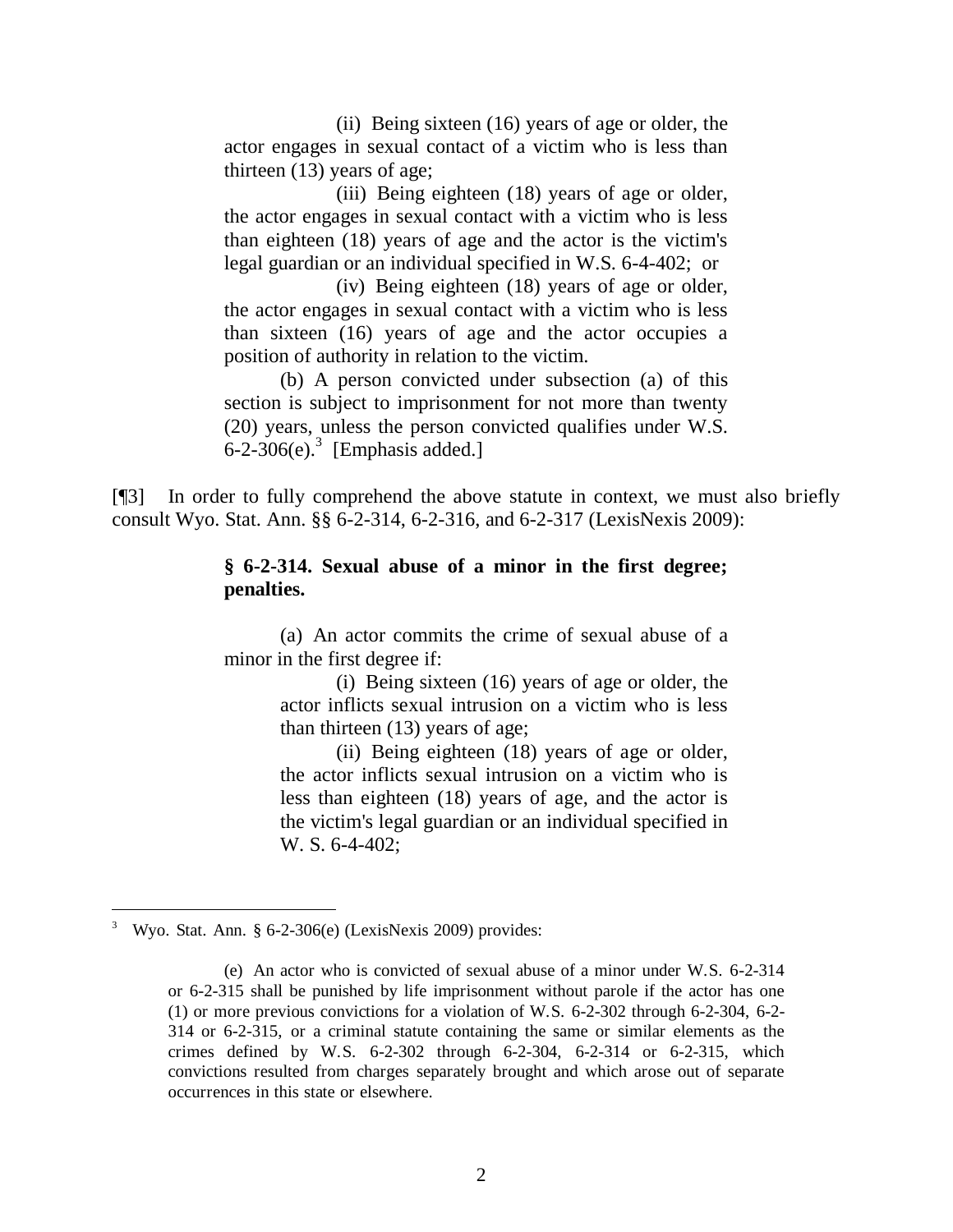(ii) Being sixteen (16) years of age or older, the actor engages in sexual contact of a victim who is less than thirteen (13) years of age;

(iii) Being eighteen (18) years of age or older, the actor engages in sexual contact with a victim who is less than eighteen (18) years of age and the actor is the victim's legal guardian or an individual specified in W.S. 6-4-402; or

(iv) Being eighteen (18) years of age or older, the actor engages in sexual contact with a victim who is less than sixteen (16) years of age and the actor occupies a position of authority in relation to the victim.

(b) A person convicted under subsection (a) of this section is subject to imprisonment for not more than twenty (20) years, unless the person convicted qualifies under W.S. 6-2-306(e).[3] [Emphasis added.]

[¶3] In order to fully comprehend the above statute in context, we must also briefly consult Wyo. Stat. Ann. §§ 6-2-314, 6-2-316, and 6-2-317 (LexisNexis 2009):

**§ 6-2-314. Sexual abuse of a minor in the first degree; penalties.**

(a) An actor commits the crime of sexual abuse of a minor in the first degree if:

(i) Being sixteen (16) years of age or older, the actor inflicts sexual intrusion on a victim who is less than thirteen (13) years of age;

(ii) Being eighteen (18) years of age or older, the actor inflicts sexual intrusion on a victim who is less than eighteen (18) years of age, and the actor is the victim's legal guardian or an individual specified in W. S. 6-4-402;

---

[3] Wyo. Stat. Ann. § 6-2-306(e) (LexisNexis 2009) provides:

(e) An actor who is convicted of sexual abuse of a minor under W.S. 6-2-314 or 6-2-315 shall be punished by life imprisonment without parole if the actor has one (1) or more previous convictions for a violation of W.S. 6-2-302 through 6-2-304, 6-2-314 or 6-2-315, or a criminal statute containing the same or similar elements as the crimes defined by W.S. 6-2-302 through 6-2-304, 6-2-314 or 6-2-315, which convictions resulted from charges separately brought and which arose out of separate occurrences in this state or elsewhere.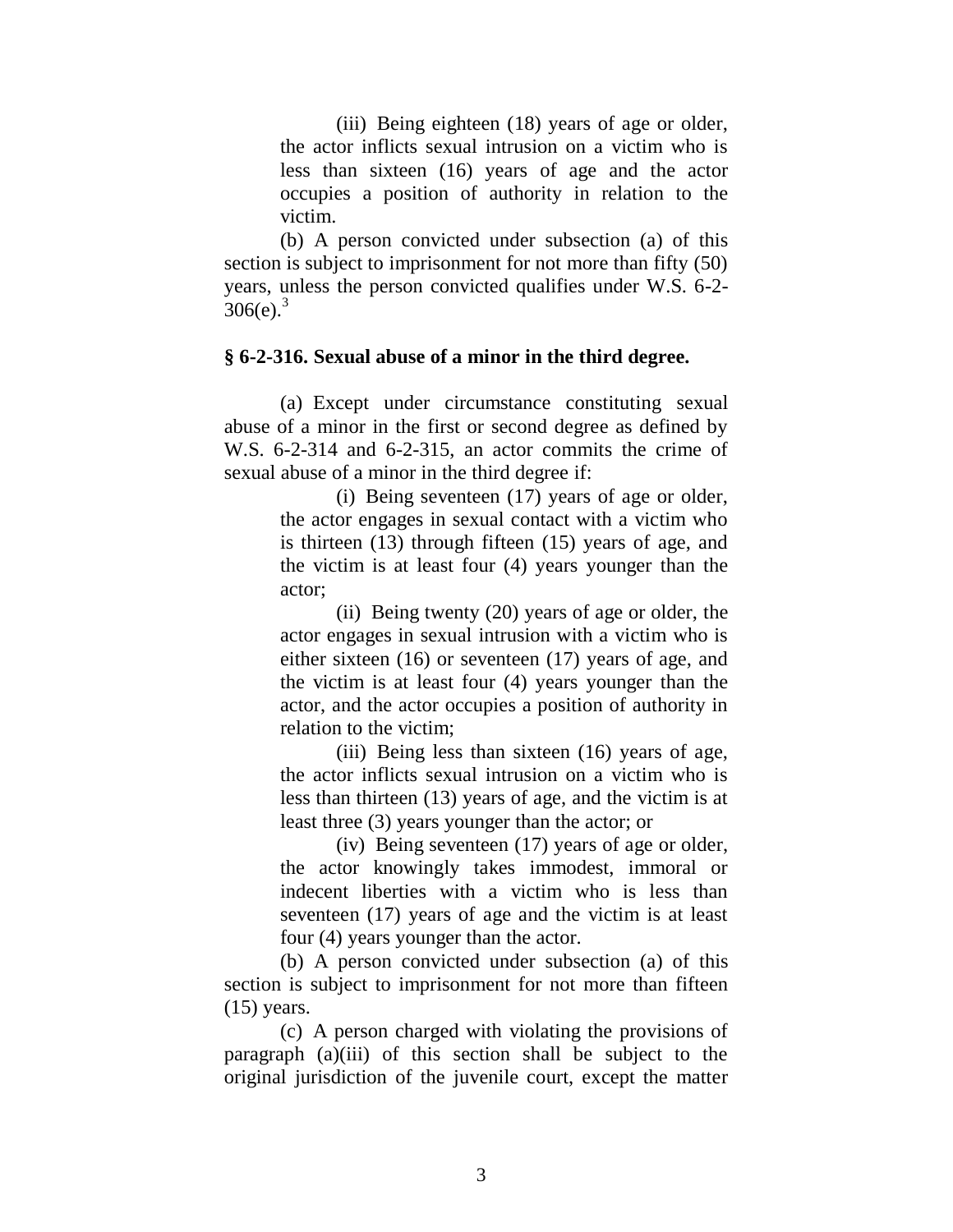(iii) Being eighteen (18) years of age or older, the actor inflicts sexual intrusion on a victim who is less than sixteen (16) years of age and the actor occupies a position of authority in relation to the victim.

(b) A person convicted under subsection (a) of this section is subject to imprisonment for not more than fifty (50) years, unless the person convicted qualifies under W.S. 6-2-306(e).[3]

**§ 6-2-316. Sexual abuse of a minor in the third degree.**

(a) Except under circumstance constituting sexual abuse of a minor in the first or second degree as defined by W.S. 6-2-314 and 6-2-315, an actor commits the crime of sexual abuse of a minor in the third degree if:

(i) Being seventeen (17) years of age or older, the actor engages in sexual contact with a victim who is thirteen (13) through fifteen (15) years of age, and the victim is at least four (4) years younger than the actor;

(ii) Being twenty (20) years of age or older, the actor engages in sexual intrusion with a victim who is either sixteen (16) or seventeen (17) years of age, and the victim is at least four (4) years younger than the actor, and the actor occupies a position of authority in relation to the victim;

(iii) Being less than sixteen (16) years of age, the actor inflicts sexual intrusion on a victim who is less than thirteen (13) years of age, and the victim is at least three (3) years younger than the actor; or

(iv) Being seventeen (17) years of age or older, the actor knowingly takes immodest, immoral or indecent liberties with a victim who is less than seventeen (17) years of age and the victim is at least four (4) years younger than the actor.

(b) A person convicted under subsection (a) of this section is subject to imprisonment for not more than fifteen (15) years.

(c) A person charged with violating the provisions of paragraph (a)(iii) of this section shall be subject to the original jurisdiction of the juvenile court, except the matter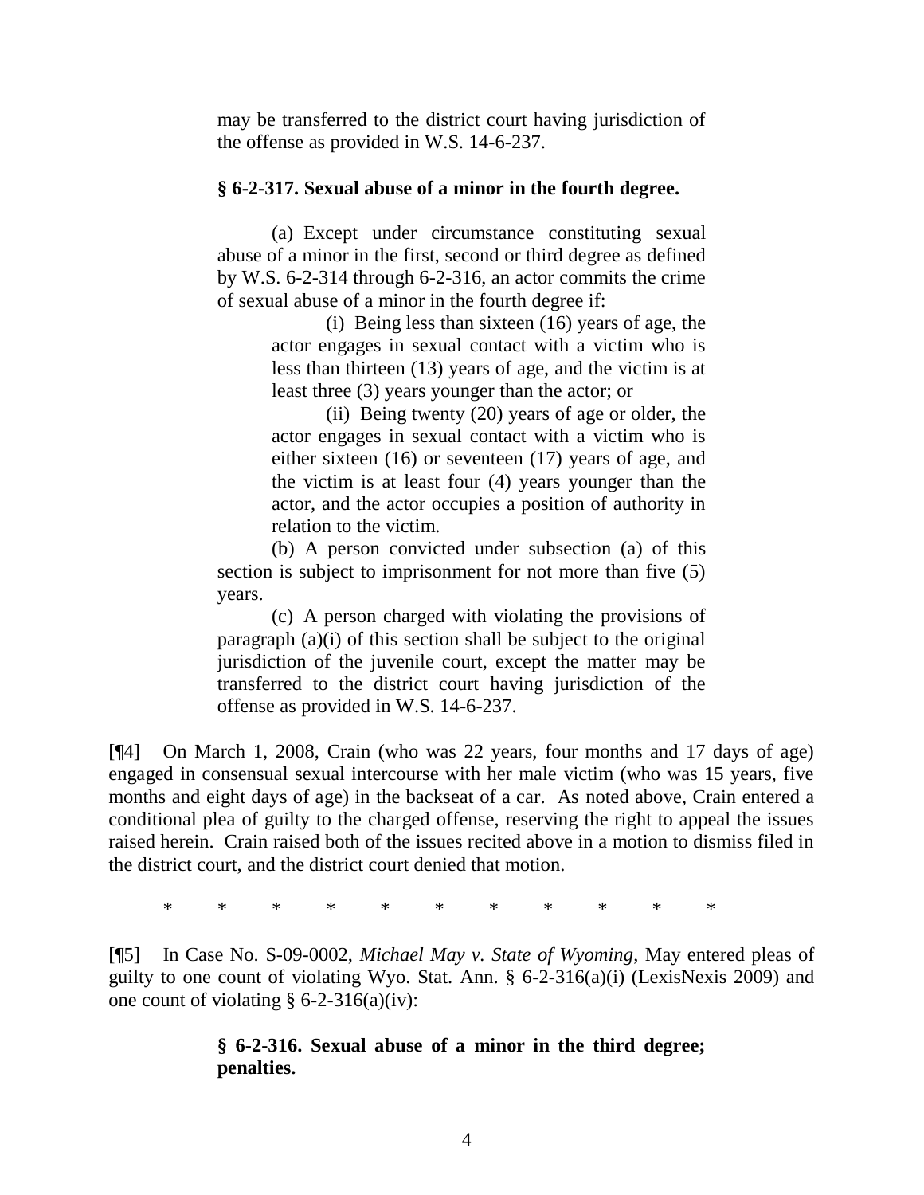may be transferred to the district court having jurisdiction of the offense as provided in W.S. 14-6-237.

**§ 6-2-317. Sexual abuse of a minor in the fourth degree.**

(a) Except under circumstance constituting sexual abuse of a minor in the first, second or third degree as defined by W.S. 6-2-314 through 6-2-316, an actor commits the crime of sexual abuse of a minor in the fourth degree if:

(i) Being less than sixteen (16) years of age, the actor engages in sexual contact with a victim who is less than thirteen (13) years of age, and the victim is at least three (3) years younger than the actor; or

(ii) Being twenty (20) years of age or older, the actor engages in sexual contact with a victim who is either sixteen (16) or seventeen (17) years of age, and the victim is at least four (4) years younger than the actor, and the actor occupies a position of authority in relation to the victim.

(b) A person convicted under subsection (a) of this section is subject to imprisonment for not more than five (5) years.

(c) A person charged with violating the provisions of paragraph (a)(i) of this section shall be subject to the original jurisdiction of the juvenile court, except the matter may be transferred to the district court having jurisdiction of the offense as provided in W.S. 14-6-237.

[¶4] On March 1, 2008, Crain (who was 22 years, four months and 17 days of age) engaged in consensual sexual intercourse with her male victim (who was 15 years, five months and eight days of age) in the backseat of a car. As noted above, Crain entered a conditional plea of guilty to the charged offense, reserving the right to appeal the issues raised herein. Crain raised both of the issues recited above in a motion to dismiss filed in the district court, and the district court denied that motion.

\* \* \* \* \* \* \* \* \* \* \*

[¶5] In Case No. S-09-0002, *Michael May v. State of Wyoming*, May entered pleas of guilty to one count of violating Wyo. Stat. Ann. § 6-2-316(a)(i) (LexisNexis 2009) and one count of violating § 6-2-316(a)(iv):

**§ 6-2-316. Sexual abuse of a minor in the third degree; penalties.**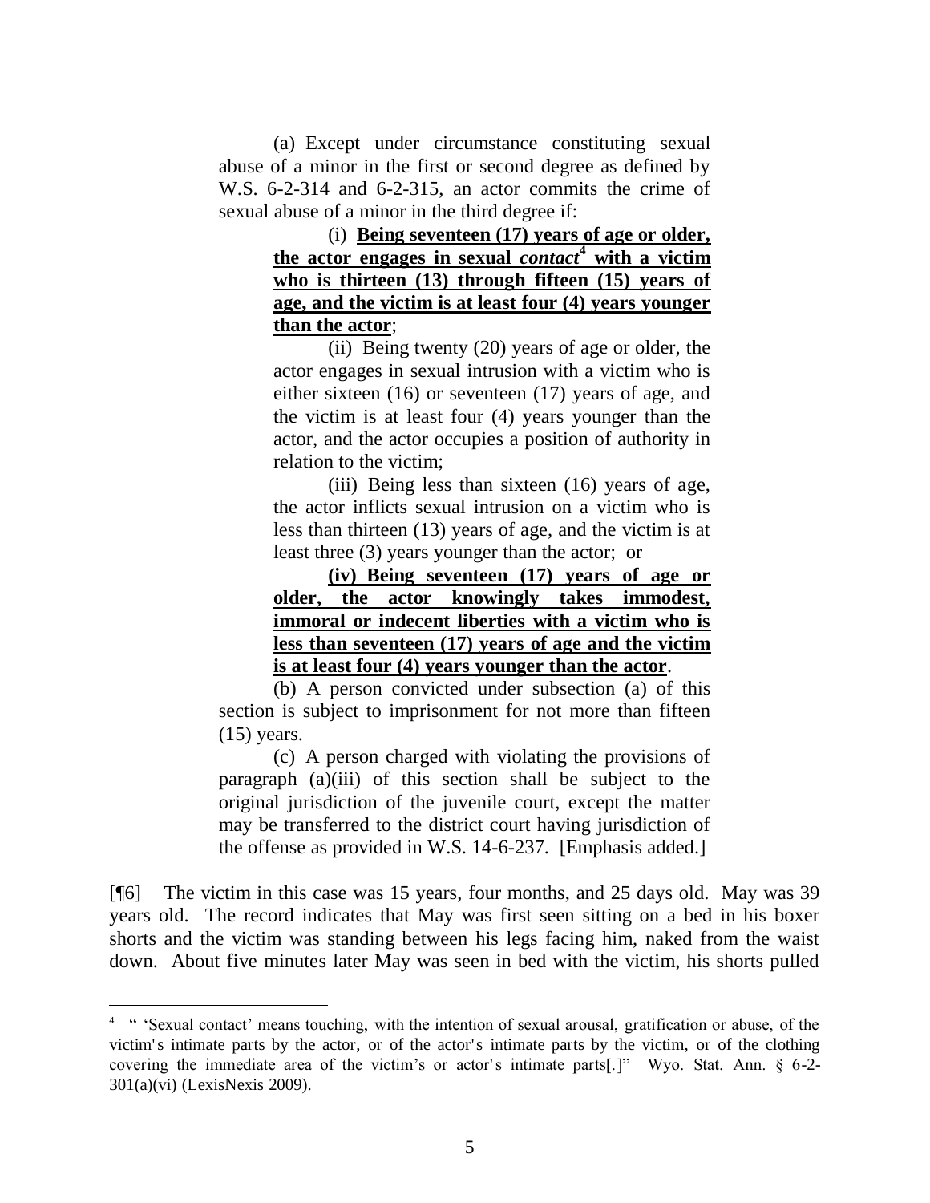(a) Except under circumstance constituting sexual abuse of a minor in the first or second degree as defined by W.S. 6-2-314 and 6-2-315, an actor commits the crime of sexual abuse of a minor in the third degree if:

(i) **Being seventeen (17) years of age or older, the actor engages in sexual *contact*[4] with a victim who is thirteen (13) through fifteen (15) years of age, and the victim is at least four (4) years younger than the actor**;

(ii) Being twenty (20) years of age or older, the actor engages in sexual intrusion with a victim who is either sixteen (16) or seventeen (17) years of age, and the victim is at least four (4) years younger than the actor, and the actor occupies a position of authority in relation to the victim;

(iii) Being less than sixteen (16) years of age, the actor inflicts sexual intrusion on a victim who is less than thirteen (13) years of age, and the victim is at least three (3) years younger than the actor; or

**(iv) Being seventeen (17) years of age or older, the actor knowingly takes immodest, immoral or indecent liberties with a victim who is less than seventeen (17) years of age and the victim is at least four (4) years younger than the actor**.

(b) A person convicted under subsection (a) of this section is subject to imprisonment for not more than fifteen (15) years.

(c) A person charged with violating the provisions of paragraph (a)(iii) of this section shall be subject to the original jurisdiction of the juvenile court, except the matter may be transferred to the district court having jurisdiction of the offense as provided in W.S. 14-6-237. [Emphasis added.]

[¶6] The victim in this case was 15 years, four months, and 25 days old. May was 39 years old. The record indicates that May was first seen sitting on a bed in his boxer shorts and the victim was standing between his legs facing him, naked from the waist down. About five minutes later May was seen in bed with the victim, his shorts pulled

---

[4] " 'Sexual contact' means touching, with the intention of sexual arousal, gratification or abuse, of the victim's intimate parts by the actor, or of the actor's intimate parts by the victim, or of the clothing covering the immediate area of the victim's or actor's intimate parts[.]" Wyo. Stat. Ann. § 6-2-301(a)(vi) (LexisNexis 2009).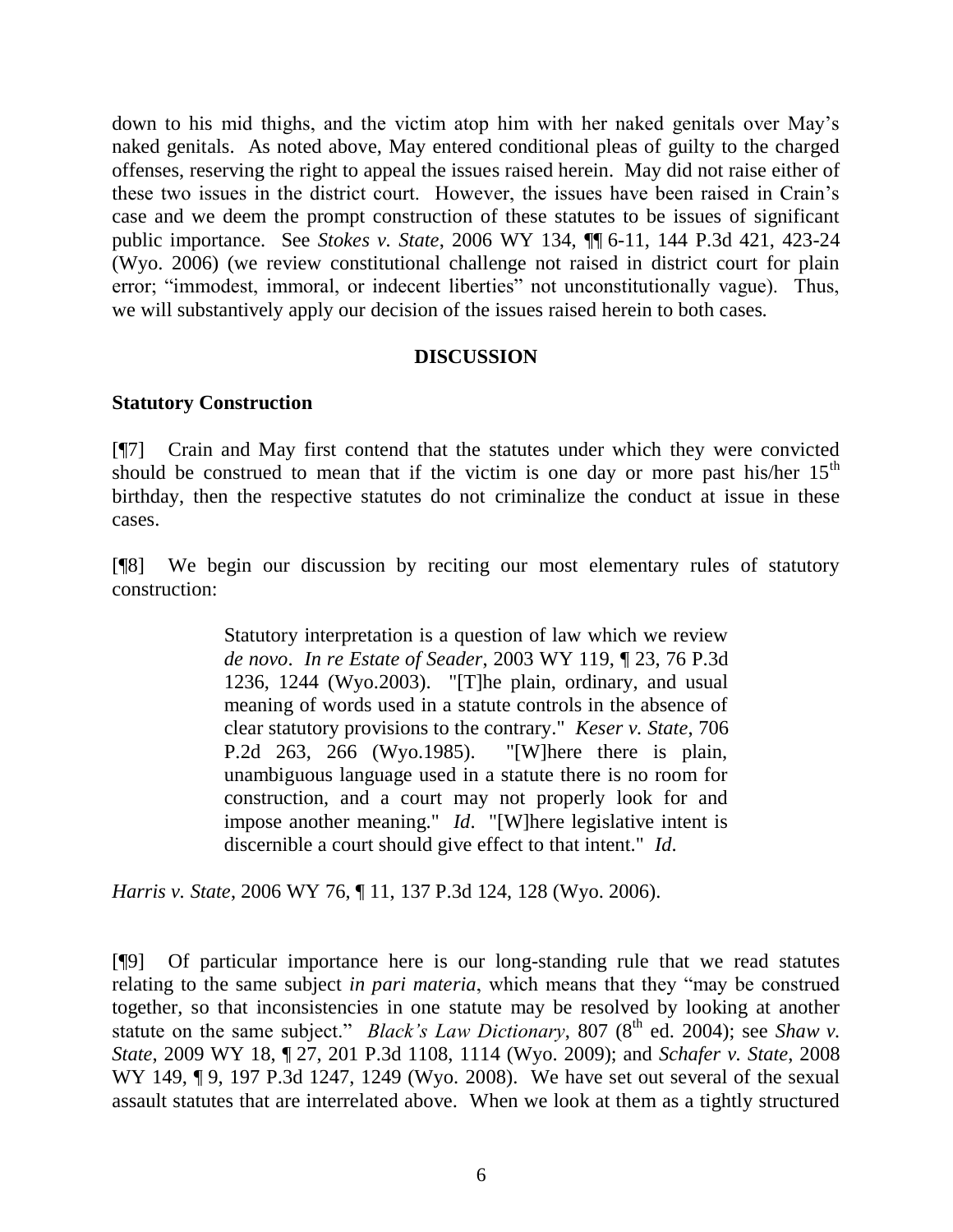down to his mid thighs, and the victim atop him with her naked genitals over May's naked genitals. As noted above, May entered conditional pleas of guilty to the charged offenses, reserving the right to appeal the issues raised herein. May did not raise either of these two issues in the district court. However, the issues have been raised in Crain's case and we deem the prompt construction of these statutes to be issues of significant public importance. See *Stokes v. State*, 2006 WY 134, ¶¶ 6-11, 144 P.3d 421, 423-24 (Wyo. 2006) (we review constitutional challenge not raised in district court for plain error; "immodest, immoral, or indecent liberties" not unconstitutionally vague). Thus, we will substantively apply our decision of the issues raised herein to both cases.

## DISCUSSION

### Statutory Construction

[¶7] Crain and May first contend that the statutes under which they were convicted should be construed to mean that if the victim is one day or more past his/her 15th birthday, then the respective statutes do not criminalize the conduct at issue in these cases.

[¶8] We begin our discussion by reciting our most elementary rules of statutory construction:

> Statutory interpretation is a question of law which we review *de novo*. *In re Estate of Seader*, 2003 WY 119, ¶ 23, 76 P.3d 1236, 1244 (Wyo.2003). "[T]he plain, ordinary, and usual meaning of words used in a statute controls in the absence of clear statutory provisions to the contrary." *Keser v. State*, 706 P.2d 263, 266 (Wyo.1985). "[W]here there is plain, unambiguous language used in a statute there is no room for construction, and a court may not properly look for and impose another meaning." *Id*. "[W]here legislative intent is discernible a court should give effect to that intent." *Id*.

*Harris v. State*, 2006 WY 76, ¶ 11, 137 P.3d 124, 128 (Wyo. 2006).

[¶9] Of particular importance here is our long-standing rule that we read statutes relating to the same subject *in pari materia*, which means that they "may be construed together, so that inconsistencies in one statute may be resolved by looking at another statute on the same subject." *Black's Law Dictionary*, 807 (8th ed. 2004); see *Shaw v. State*, 2009 WY 18, ¶ 27, 201 P.3d 1108, 1114 (Wyo. 2009); and *Schafer v. State*, 2008 WY 149, ¶ 9, 197 P.3d 1247, 1249 (Wyo. 2008). We have set out several of the sexual assault statutes that are interrelated above. When we look at them as a tightly structured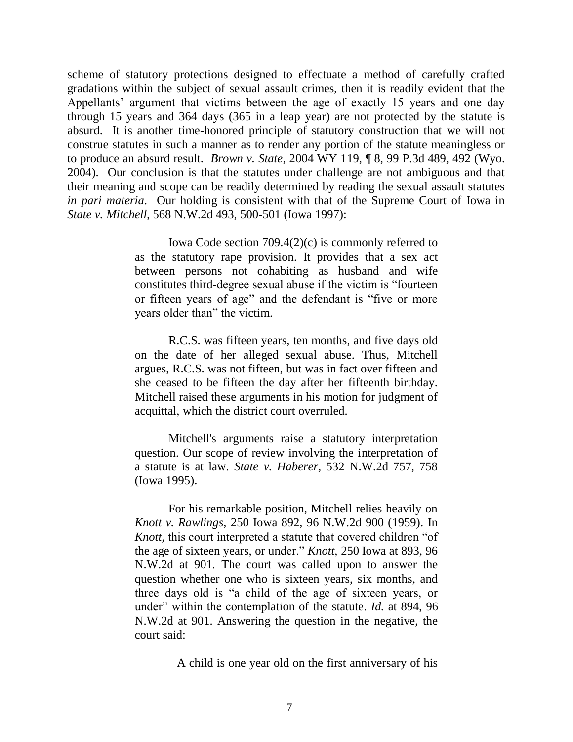scheme of statutory protections designed to effectuate a method of carefully crafted gradations within the subject of sexual assault crimes, then it is readily evident that the Appellants' argument that victims between the age of exactly 15 years and one day through 15 years and 364 days (365 in a leap year) are not protected by the statute is absurd. It is another time-honored principle of statutory construction that we will not construe statutes in such a manner as to render any portion of the statute meaningless or to produce an absurd result. *Brown v. State*, 2004 WY 119, ¶ 8, 99 P.3d 489, 492 (Wyo. 2004). Our conclusion is that the statutes under challenge are not ambiguous and that their meaning and scope can be readily determined by reading the sexual assault statutes *in pari materia*. Our holding is consistent with that of the Supreme Court of Iowa in *State v. Mitchell*, 568 N.W.2d 493, 500-501 (Iowa 1997):

> Iowa Code section 709.4(2)(c) is commonly referred to as the statutory rape provision. It provides that a sex act between persons not cohabiting as husband and wife constitutes third-degree sexual abuse if the victim is "fourteen or fifteen years of age" and the defendant is "five or more years older than" the victim.
>
> R.C.S. was fifteen years, ten months, and five days old on the date of her alleged sexual abuse. Thus, Mitchell argues, R.C.S. was not fifteen, but was in fact over fifteen and she ceased to be fifteen the day after her fifteenth birthday. Mitchell raised these arguments in his motion for judgment of acquittal, which the district court overruled.
>
> Mitchell's arguments raise a statutory interpretation question. Our scope of review involving the interpretation of a statute is at law. *State v. Haberer*, 532 N.W.2d 757, 758 (Iowa 1995).
>
> For his remarkable position, Mitchell relies heavily on *Knott v. Rawlings*, 250 Iowa 892, 96 N.W.2d 900 (1959). In *Knott*, this court interpreted a statute that covered children "of the age of sixteen years, or under." *Knott*, 250 Iowa at 893, 96 N.W.2d at 901. The court was called upon to answer the question whether one who is sixteen years, six months, and three days old is "a child of the age of sixteen years, or under" within the contemplation of the statute. *Id.* at 894, 96 N.W.2d at 901. Answering the question in the negative, the court said:
>
> > A child is one year old on the first anniversary of his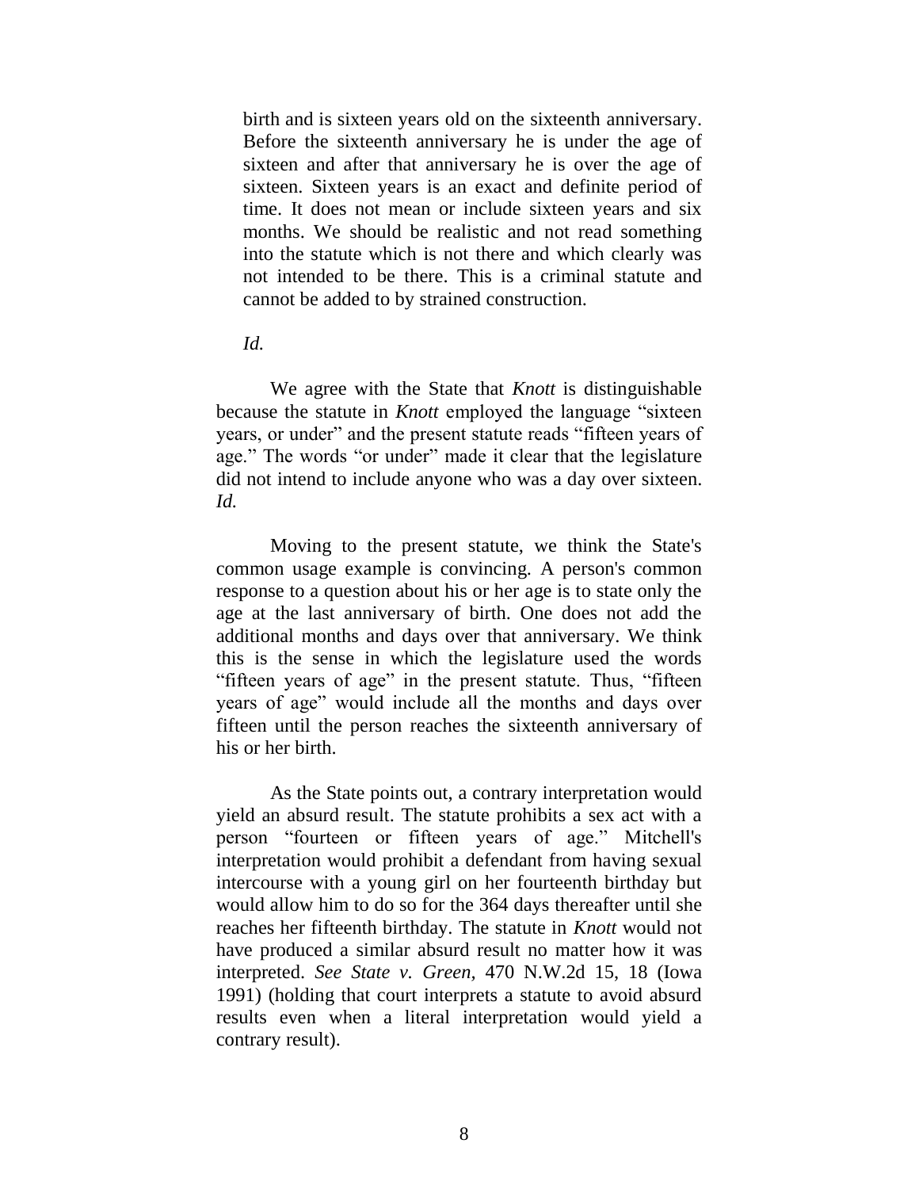> birth and is sixteen years old on the sixteenth anniversary. Before the sixteenth anniversary he is under the age of sixteen and after that anniversary he is over the age of sixteen. Sixteen years is an exact and definite period of time. It does not mean or include sixteen years and six months. We should be realistic and not read something into the statute which is not there and which clearly was not intended to be there. This is a criminal statute and cannot be added to by strained construction.

*Id.*

We agree with the State that *Knott* is distinguishable because the statute in *Knott* employed the language "sixteen years, or under" and the present statute reads "fifteen years of age." The words "or under" made it clear that the legislature did not intend to include anyone who was a day over sixteen. *Id.*

Moving to the present statute, we think the State's common usage example is convincing. A person's common response to a question about his or her age is to state only the age at the last anniversary of birth. One does not add the additional months and days over that anniversary. We think this is the sense in which the legislature used the words "fifteen years of age" in the present statute. Thus, "fifteen years of age" would include all the months and days over fifteen until the person reaches the sixteenth anniversary of his or her birth.

As the State points out, a contrary interpretation would yield an absurd result. The statute prohibits a sex act with a person "fourteen or fifteen years of age." Mitchell's interpretation would prohibit a defendant from having sexual intercourse with a young girl on her fourteenth birthday but would allow him to do so for the 364 days thereafter until she reaches her fifteenth birthday. The statute in *Knott* would not have produced a similar absurd result no matter how it was interpreted. *See State v. Green*, 470 N.W.2d 15, 18 (Iowa 1991) (holding that court interprets a statute to avoid absurd results even when a literal interpretation would yield a contrary result).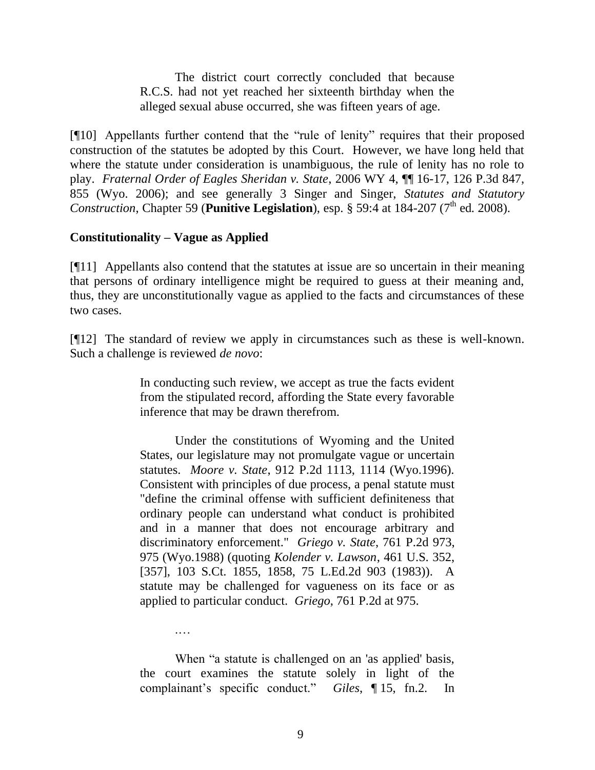> The district court correctly concluded that because R.C.S. had not yet reached her sixteenth birthday when the alleged sexual abuse occurred, she was fifteen years of age.

[¶10] Appellants further contend that the "rule of lenity" requires that their proposed construction of the statutes be adopted by this Court. However, we have long held that where the statute under consideration is unambiguous, the rule of lenity has no role to play. *Fraternal Order of Eagles Sheridan v. State*, 2006 WY 4, ¶¶ 16-17, 126 P.3d 847, 855 (Wyo. 2006); and see generally 3 Singer and Singer, *Statutes and Statutory Construction*, Chapter 59 (**Punitive Legislation**), esp. § 59:4 at 184-207 (7th ed. 2008).

**Constitutionality – Vague as Applied**

[¶11] Appellants also contend that the statutes at issue are so uncertain in their meaning that persons of ordinary intelligence might be required to guess at their meaning and, thus, they are unconstitutionally vague as applied to the facts and circumstances of these two cases.

[¶12] The standard of review we apply in circumstances such as these is well-known. Such a challenge is reviewed *de novo*:

> In conducting such review, we accept as true the facts evident from the stipulated record, affording the State every favorable inference that may be drawn therefrom.
>
> Under the constitutions of Wyoming and the United States, our legislature may not promulgate vague or uncertain statutes. *Moore v. State*, 912 P.2d 1113, 1114 (Wyo.1996). Consistent with principles of due process, a penal statute must "define the criminal offense with sufficient definiteness that ordinary people can understand what conduct is prohibited and in a manner that does not encourage arbitrary and discriminatory enforcement." *Griego v. State*, 761 P.2d 973, 975 (Wyo.1988) (quoting *Kolender v. Lawson*, 461 U.S. 352, [357], 103 S.Ct. 1855, 1858, 75 L.Ed.2d 903 (1983)). A statute may be challenged for vagueness on its face or as applied to particular conduct. *Griego*, 761 P.2d at 975.
>
> ….
>
> When "a statute is challenged on an 'as applied' basis, the court examines the statute solely in light of the complainant's specific conduct." *Giles*, ¶ 15, fn.2. In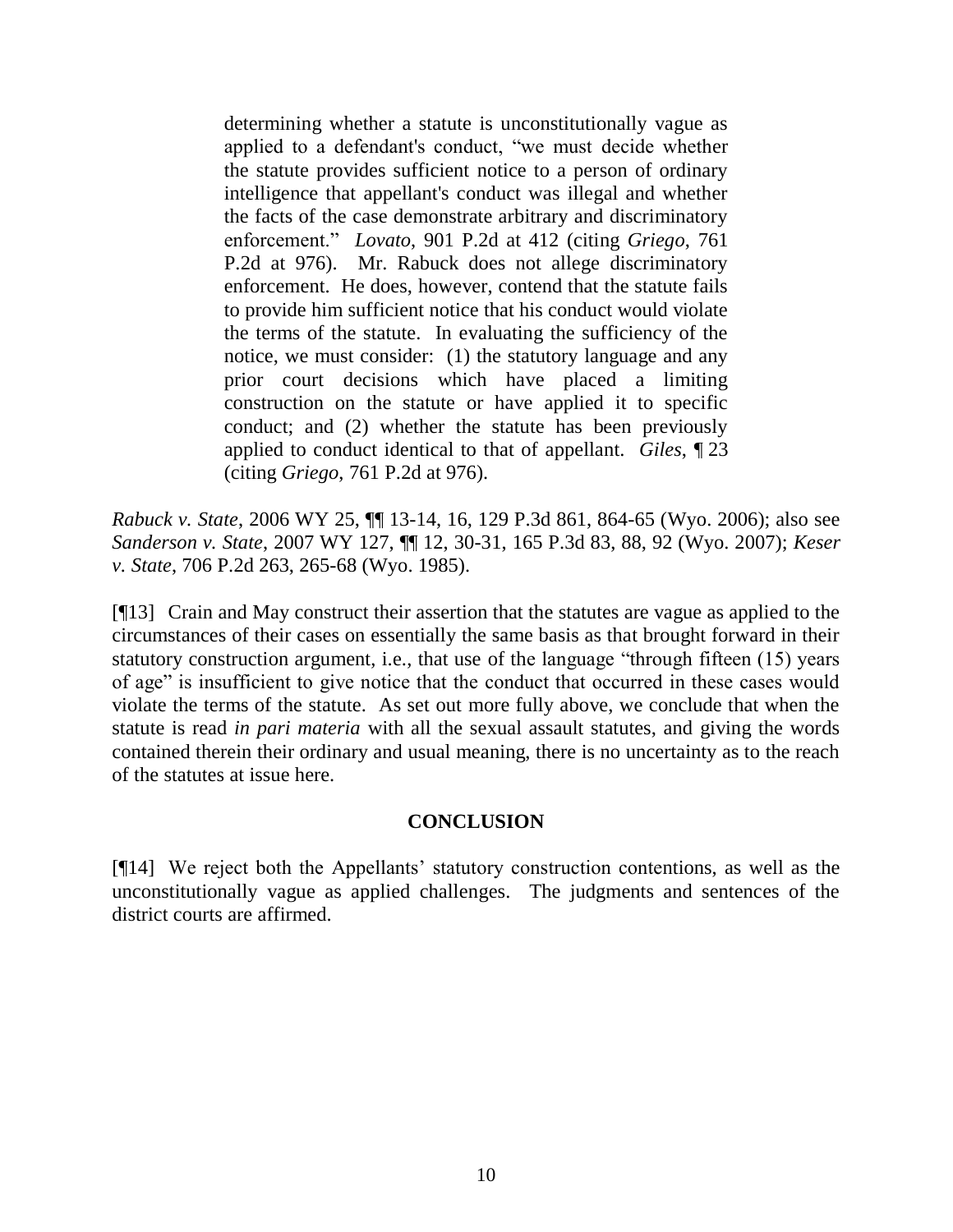> determining whether a statute is unconstitutionally vague as applied to a defendant's conduct, "we must decide whether the statute provides sufficient notice to a person of ordinary intelligence that appellant's conduct was illegal and whether the facts of the case demonstrate arbitrary and discriminatory enforcement." *Lovato*, 901 P.2d at 412 (citing *Griego*, 761 P.2d at 976). Mr. Rabuck does not allege discriminatory enforcement. He does, however, contend that the statute fails to provide him sufficient notice that his conduct would violate the terms of the statute. In evaluating the sufficiency of the notice, we must consider: (1) the statutory language and any prior court decisions which have placed a limiting construction on the statute or have applied it to specific conduct; and (2) whether the statute has been previously applied to conduct identical to that of appellant. *Giles*, ¶ 23 (citing *Griego*, 761 P.2d at 976).

*Rabuck v. State*, 2006 WY 25, ¶¶ 13-14, 16, 129 P.3d 861, 864-65 (Wyo. 2006); also see *Sanderson v. State*, 2007 WY 127, ¶¶ 12, 30-31, 165 P.3d 83, 88, 92 (Wyo. 2007); *Keser v. State*, 706 P.2d 263, 265-68 (Wyo. 1985).

[¶13] Crain and May construct their assertion that the statutes are vague as applied to the circumstances of their cases on essentially the same basis as that brought forward in their statutory construction argument, i.e., that use of the language "through fifteen (15) years of age" is insufficient to give notice that the conduct that occurred in these cases would violate the terms of the statute. As set out more fully above, we conclude that when the statute is read *in pari materia* with all the sexual assault statutes, and giving the words contained therein their ordinary and usual meaning, there is no uncertainty as to the reach of the statutes at issue here.

## CONCLUSION

[¶14] We reject both the Appellants' statutory construction contentions, as well as the unconstitutionally vague as applied challenges. The judgments and sentences of the district courts are affirmed.